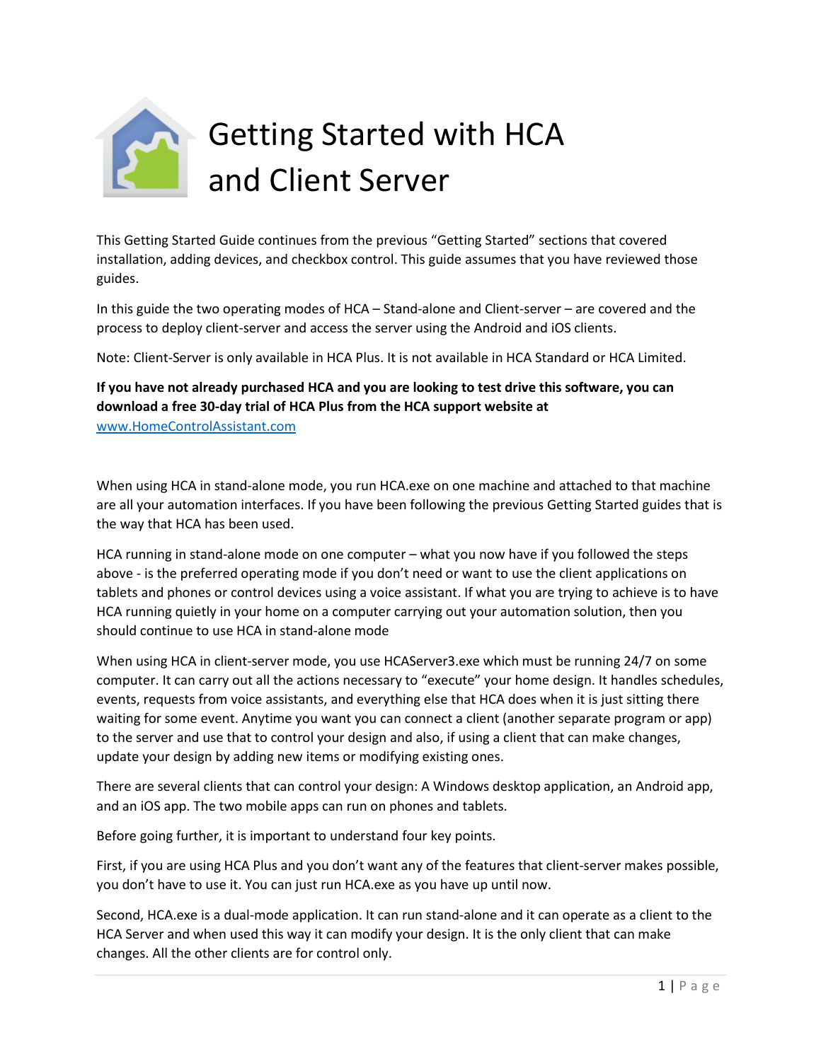# Getting Started with HCA and Client Server

This Getting Started Guide continues from the previous "Getting Started" sections that covered installation, adding devices, and checkbox control. This guide assumes that you have reviewed those guides.

In this guide the two operating modes of HCA – Stand-alone and Client-server – are covered and the process to deploy client-server and access the server using the Android and iOS clients.

Note: Client-Server is only available in HCA Plus. It is not available in HCA Standard or HCA Limited.

**If you have not already purchased HCA and you are looking to test drive this software, you can download a free 30-day trial of HCA Plus from the HCA support website at** [www.HomeControlAssistant.com](http://www.HomeControlAssistant.com)

When using HCA in stand-alone mode, you run HCA.exe on one machine and attached to that machine are all your automation interfaces. If you have been following the previous Getting Started guides that is the way that HCA has been used.

HCA running in stand-alone mode on one computer – what you now have if you followed the steps above - is the preferred operating mode if you don't need or want to use the client applications on tablets and phones or control devices using a voice assistant. If what you are trying to achieve is to have HCA running quietly in your home on a computer carrying out your automation solution, then you should continue to use HCA in stand-alone mode

When using HCA in client-server mode, you use HCAServer3.exe which must be running 24/7 on some computer. It can carry out all the actions necessary to "execute" your home design. It handles schedules, events, requests from voice assistants, and everything else that HCA does when it is just sitting there waiting for some event. Anytime you want you can connect a client (another separate program or app) to the server and use that to control your design and also, if using a client that can make changes, update your design by adding new items or modifying existing ones.

There are several clients that can control your design: A Windows desktop application, an Android app, and an iOS app. The two mobile apps can run on phones and tablets.

Before going further, it is important to understand four key points.

First, if you are using HCA Plus and you don't want any of the features that client-server makes possible, you don't have to use it. You can just run HCA.exe as you have up until now.

Second, HCA.exe is a dual-mode application. It can run stand-alone and it can operate as a client to the HCA Server and when used this way it can modify your design. It is the only client that can make changes. All the other clients are for control only.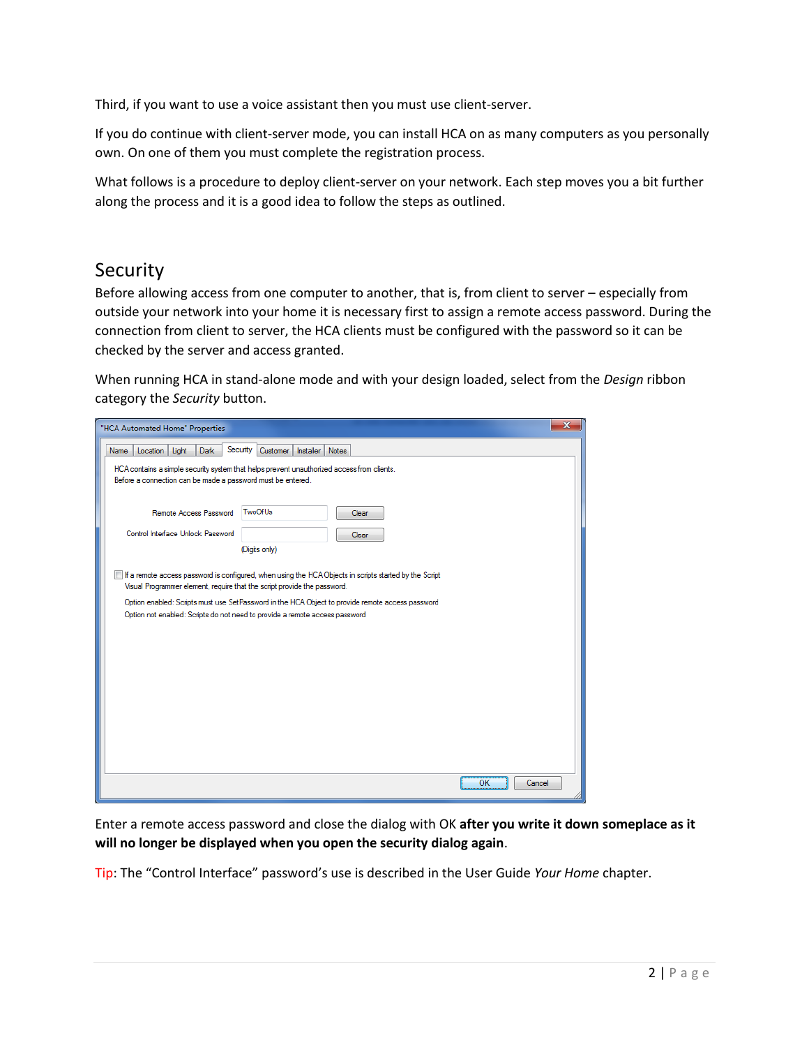Third, if you want to use a voice assistant then you must use client-server.

If you do continue with client-server mode, you can install HCA on as many computers as you personally own. On one of them you must complete the registration process.

What follows is a procedure to deploy client-server on your network. Each step moves you a bit further along the process and it is a good idea to follow the steps as outlined.

## Security

Before allowing access from one computer to another, that is, from client to server – especially from outside your network into your home it is necessary first to assign a remote access password. During the connection from client to server, the HCA clients must be configured with the password so it can be checked by the server and access granted.

When running HCA in stand-alone mode and with your design loaded, select from the *Design* ribbon category the *Security* button.

Enter a remote access password and close the dialog with OK **after you write it down someplace as it will no longer be displayed when you open the security dialog again**.

Tip: The "Control Interface" password's use is described in the User Guide *Your Home* chapter.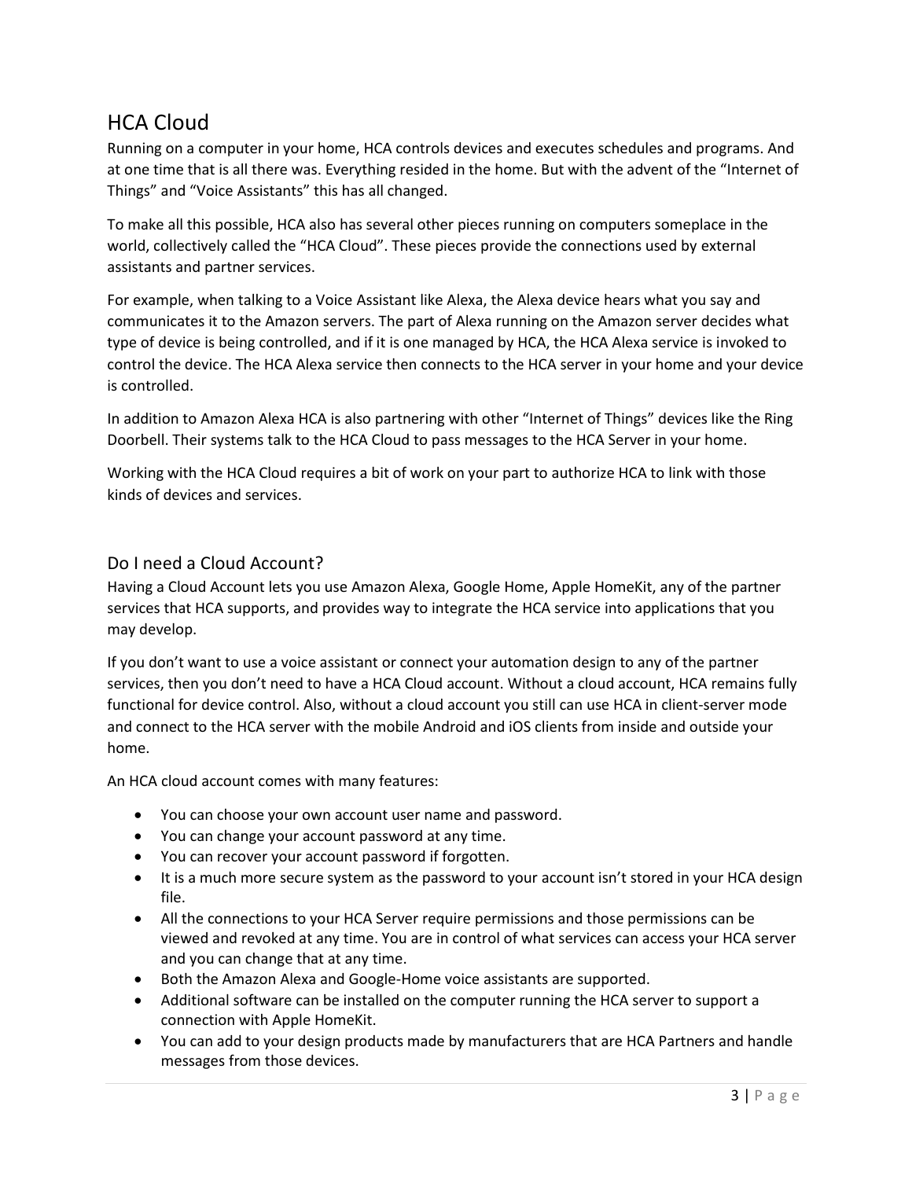# HCA Cloud

Running on a computer in your home, HCA controls devices and executes schedules and programs. And at one time that is all there was. Everything resided in the home. But with the advent of the “Internet of Things” and “Voice Assistants” this has all changed.

To make all this possible, HCA also has several other pieces running on computers someplace in the world, collectively called the “HCA Cloud”. These pieces provide the connections used by external assistants and partner services.

For example, when talking to a Voice Assistant like Alexa, the Alexa device hears what you say and communicates it to the Amazon servers. The part of Alexa running on the Amazon server decides what type of device is being controlled, and if it is one managed by HCA, the HCA Alexa service is invoked to control the device. The HCA Alexa service then connects to the HCA server in your home and your device is controlled.

In addition to Amazon Alexa HCA is also partnering with other “Internet of Things” devices like the Ring Doorbell. Their systems talk to the HCA Cloud to pass messages to the HCA Server in your home.

Working with the HCA Cloud requires a bit of work on your part to authorize HCA to link with those kinds of devices and services.

## Do I need a Cloud Account?

Having a Cloud Account lets you use Amazon Alexa, Google Home, Apple HomeKit, any of the partner services that HCA supports, and provides way to integrate the HCA service into applications that you may develop.

If you don’t want to use a voice assistant or connect your automation design to any of the partner services, then you don’t need to have a HCA Cloud account. Without a cloud account, HCA remains fully functional for device control. Also, without a cloud account you still can use HCA in client-server mode and connect to the HCA server with the mobile Android and iOS clients from inside and outside your home.

An HCA cloud account comes with many features:

- You can choose your own account user name and password.
- You can change your account password at any time.
- You can recover your account password if forgotten.
- It is a much more secure system as the password to your account isn’t stored in your HCA design file.
- All the connections to your HCA Server require permissions and those permissions can be viewed and revoked at any time. You are in control of what services can access your HCA server and you can change that at any time.
- Both the Amazon Alexa and Google-Home voice assistants are supported.
- Additional software can be installed on the computer running the HCA server to support a connection with Apple HomeKit.
- You can add to your design products made by manufacturers that are HCA Partners and handle messages from those devices.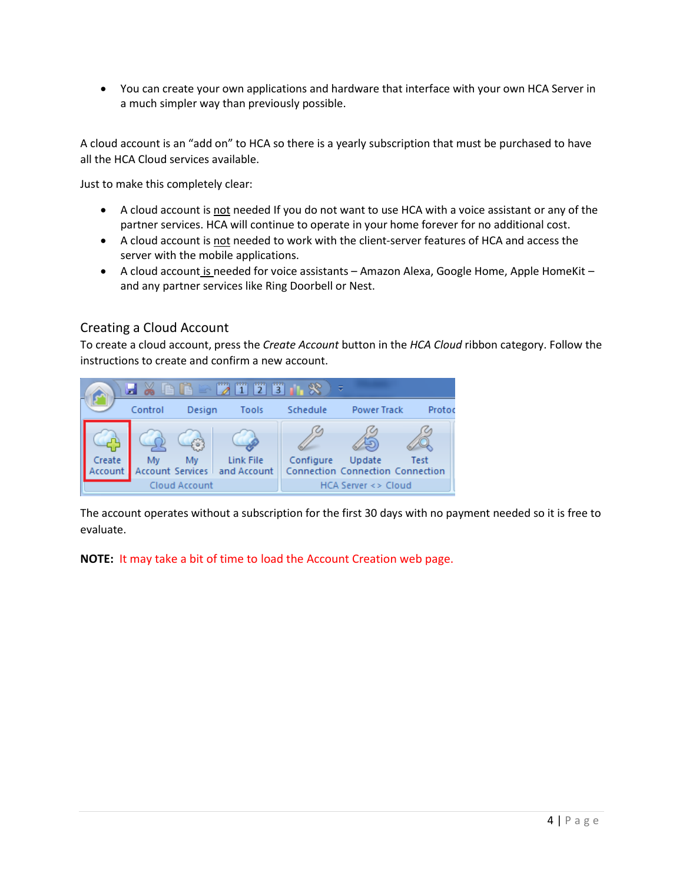- You can create your own applications and hardware that interface with your own HCA Server in a much simpler way than previously possible.

A cloud account is an "add on" to HCA so there is a yearly subscription that must be purchased to have all the HCA Cloud services available.

Just to make this completely clear:

- A cloud account is <u>not</u> needed If you do not want to use HCA with a voice assistant or any of the partner services. HCA will continue to operate in your home forever for no additional cost.
- A cloud account is <u>not</u> needed to work with the client-server features of HCA and access the server with the mobile applications.
- A cloud account <u>is</u> needed for voice assistants – Amazon Alexa, Google Home, Apple HomeKit – and any partner services like Ring Doorbell or Nest.

## Creating a Cloud Account

To create a cloud account, press the *Create Account* button in the *HCA Cloud* ribbon category. Follow the instructions to create and confirm a new account.

The account operates without a subscription for the first 30 days with no payment needed so it is free to evaluate.

**NOTE:** It may take a bit of time to load the Account Creation web page.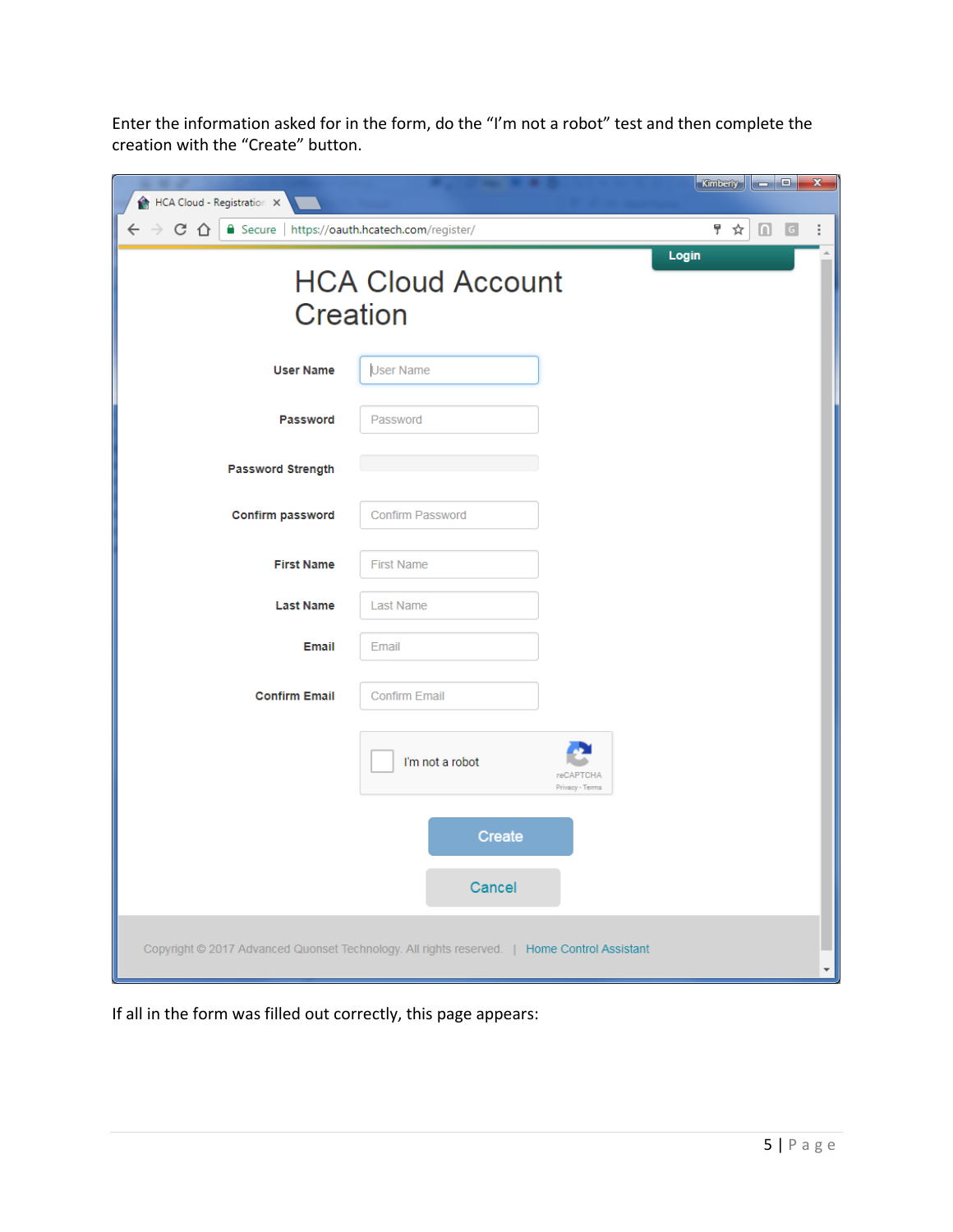Enter the information asked for in the form, do the "I'm not a robot" test and then complete the creation with the "Create" button.

If all in the form was filled out correctly, this page appears: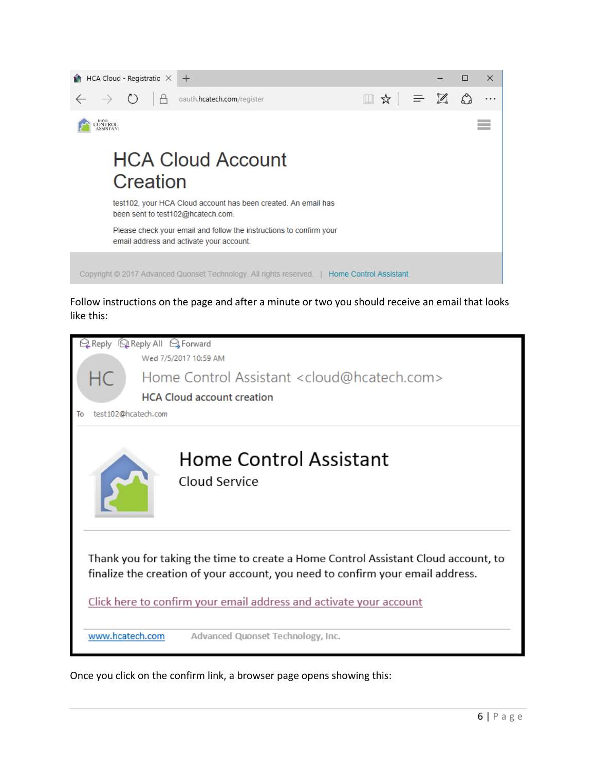HCA Cloud - Registratic

oauth.hcatech.com/register

# HCA Cloud Account Creation

test102, your HCA Cloud account has been created. An email has been sent to test102@hcatech.com.

Please check your email and follow the instructions to confirm your email address and activate your account.

Copyright © 2017 Advanced Quonset Technology. All rights reserved. | Home Control Assistant

Follow instructions on the page and after a minute or two you should receive an email that looks like this:

Reply  Reply All  Forward

Wed 7/5/2017 10:59 AM

HC  Home Control Assistant <cloud@hcatech.com>

**HCA Cloud account creation**

To  test102@hcatech.com

## Home Control Assistant

Cloud Service

Thank you for taking the time to create a Home Control Assistant Cloud account, to finalize the creation of your account, you need to confirm your email address.

Click here to confirm your email address and activate your account

www.hcatech.com  Advanced Quonset Technology, Inc.

Once you click on the confirm link, a browser page opens showing this: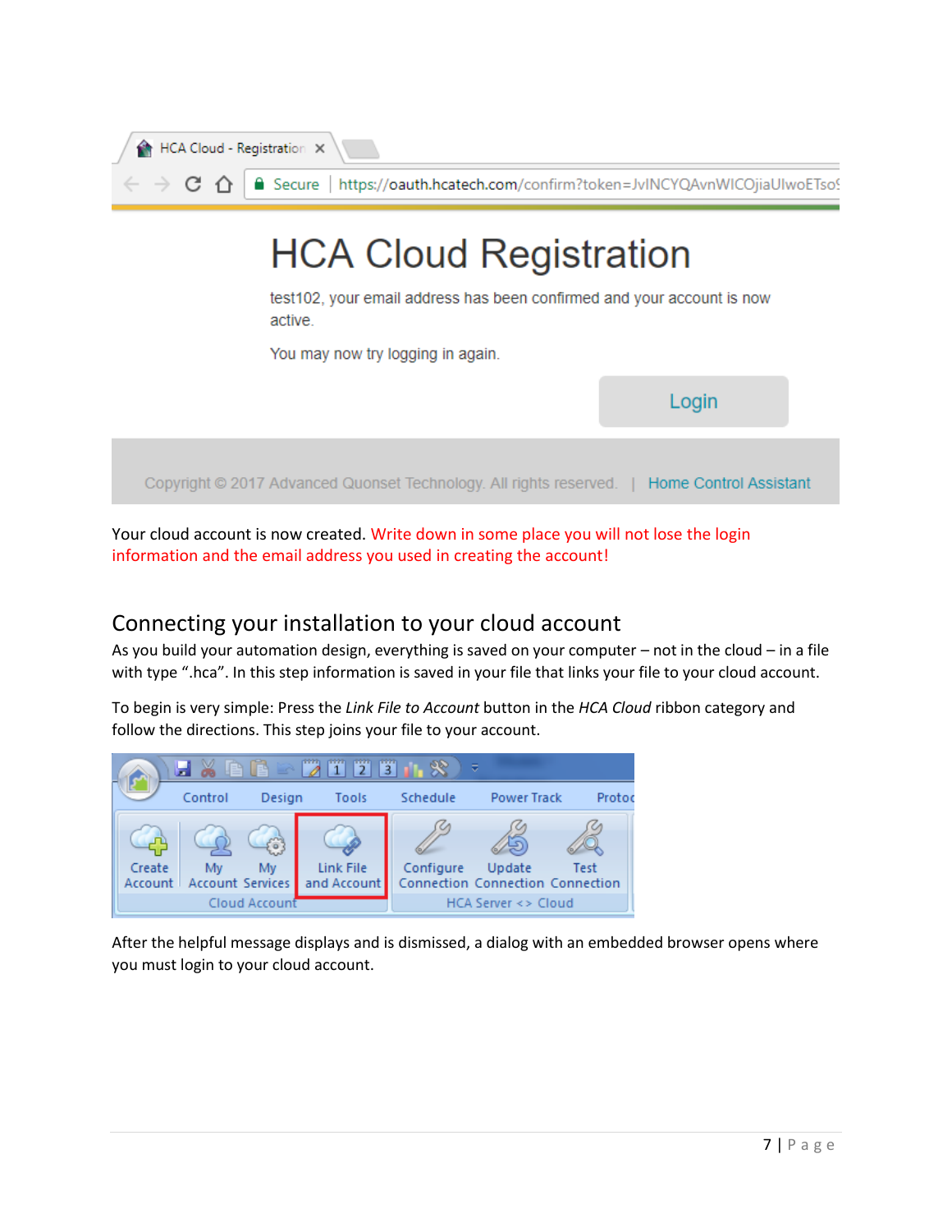Your cloud account is now created. Write down in some place you will not lose the login information and the email address you used in creating the account!

## Connecting your installation to your cloud account

As you build your automation design, everything is saved on your computer – not in the cloud – in a file with type ".hca". In this step information is saved in your file that links your file to your cloud account.

To begin is very simple: Press the *Link File to Account* button in the *HCA Cloud* ribbon category and follow the directions. This step joins your file to your account.

After the helpful message displays and is dismissed, a dialog with an embedded browser opens where you must login to your cloud account.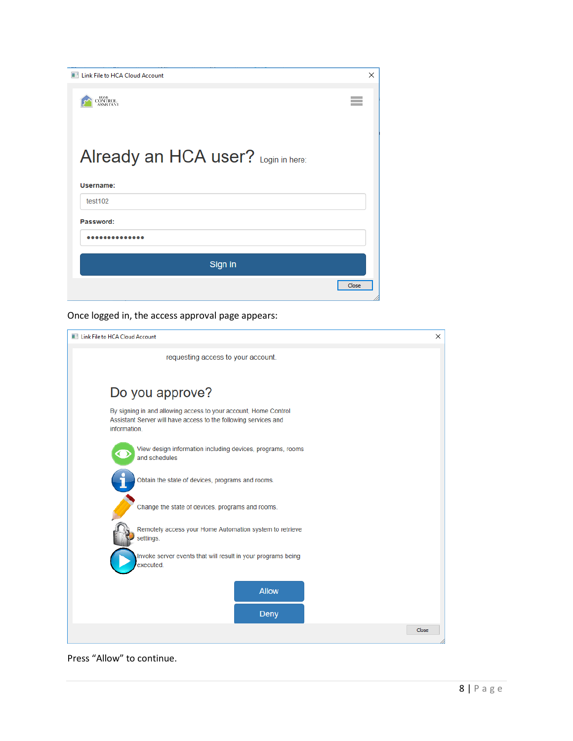Link File to HCA Cloud Account

Already an HCA user? Login in here:

**Username:**

test102

**Password:**

••••••••••••••

Sign in

Close

Once logged in, the access approval page appears:

Link File to HCA Cloud Account

requesting access to your account.

Do you approve?

By signing in and allowing access to your account, Home Control Assistant Server will have access to the following services and information.

View design information including devices, programs, rooms and schedules

Obtain the state of devices, programs and rooms

Change the state of devices, programs and rooms.

Remotely access your Home Automation system to retrieve settings.

Invoke server events that will result in your programs being executed.

Allow

Deny

Close

Press "Allow" to continue.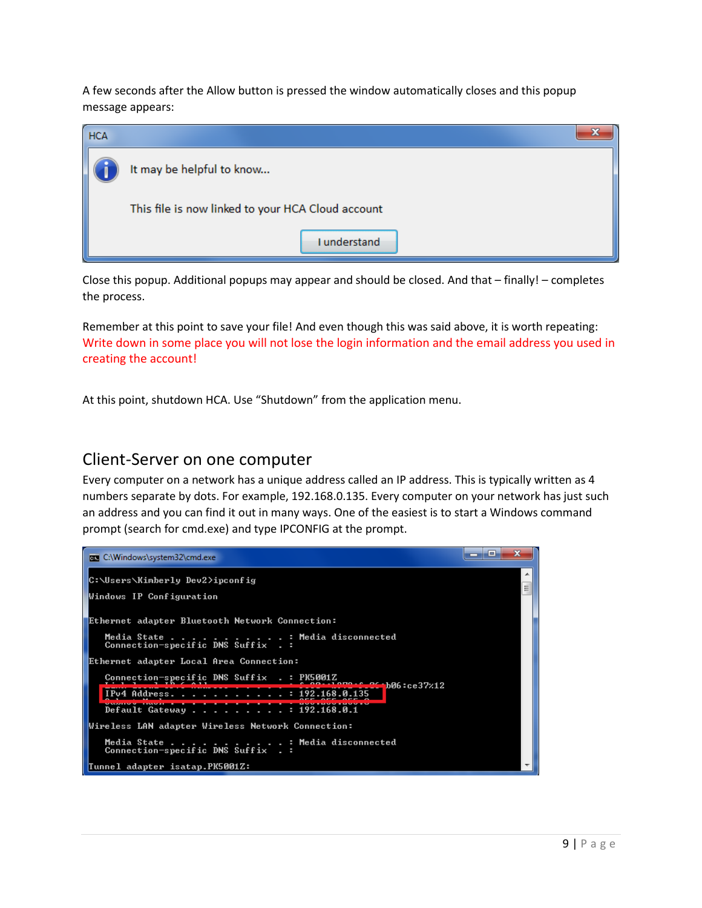A few seconds after the Allow button is pressed the window automatically closes and this popup message appears:

Close this popup. Additional popups may appear and should be closed. And that – finally! – completes the process.

Remember at this point to save your file! And even though this was said above, it is worth repeating: Write down in some place you will not lose the login information and the email address you used in creating the account!

At this point, shutdown HCA. Use “Shutdown” from the application menu.

## Client-Server on one computer

Every computer on a network has a unique address called an IP address. This is typically written as 4 numbers separate by dots. For example, 192.168.0.135. Every computer on your network has just such an address and you can find it out in many ways. One of the easiest is to start a Windows command prompt (search for cmd.exe) and type IPCONFIG at the prompt.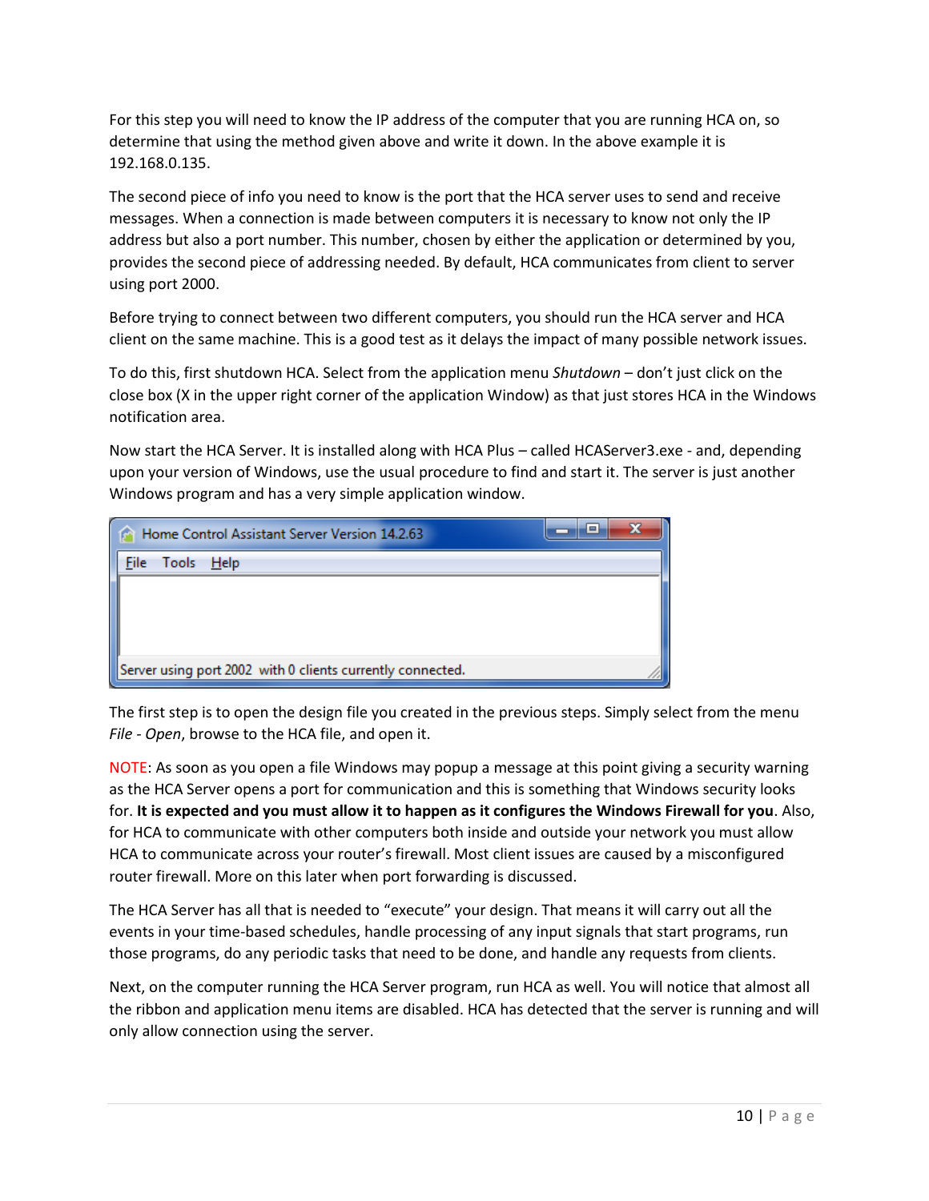For this step you will need to know the IP address of the computer that you are running HCA on, so determine that using the method given above and write it down. In the above example it is 192.168.0.135.

The second piece of info you need to know is the port that the HCA server uses to send and receive messages. When a connection is made between computers it is necessary to know not only the IP address but also a port number. This number, chosen by either the application or determined by you, provides the second piece of addressing needed. By default, HCA communicates from client to server using port 2000.

Before trying to connect between two different computers, you should run the HCA server and HCA client on the same machine. This is a good test as it delays the impact of many possible network issues.

To do this, first shutdown HCA. Select from the application menu *Shutdown* – don't just click on the close box (X in the upper right corner of the application Window) as that just stores HCA in the Windows notification area.

Now start the HCA Server. It is installed along with HCA Plus – called HCAServer3.exe - and, depending upon your version of Windows, use the usual procedure to find and start it. The server is just another Windows program and has a very simple application window.

The first step is to open the design file you created in the previous steps. Simply select from the menu *File - Open*, browse to the HCA file, and open it.

NOTE: As soon as you open a file Windows may popup a message at this point giving a security warning as the HCA Server opens a port for communication and this is something that Windows security looks for. **It is expected and you must allow it to happen as it configures the Windows Firewall for you**. Also, for HCA to communicate with other computers both inside and outside your network you must allow HCA to communicate across your router's firewall. Most client issues are caused by a misconfigured router firewall. More on this later when port forwarding is discussed.

The HCA Server has all that is needed to "execute" your design. That means it will carry out all the events in your time-based schedules, handle processing of any input signals that start programs, run those programs, do any periodic tasks that need to be done, and handle any requests from clients.

Next, on the computer running the HCA Server program, run HCA as well. You will notice that almost all the ribbon and application menu items are disabled. HCA has detected that the server is running and will only allow connection using the server.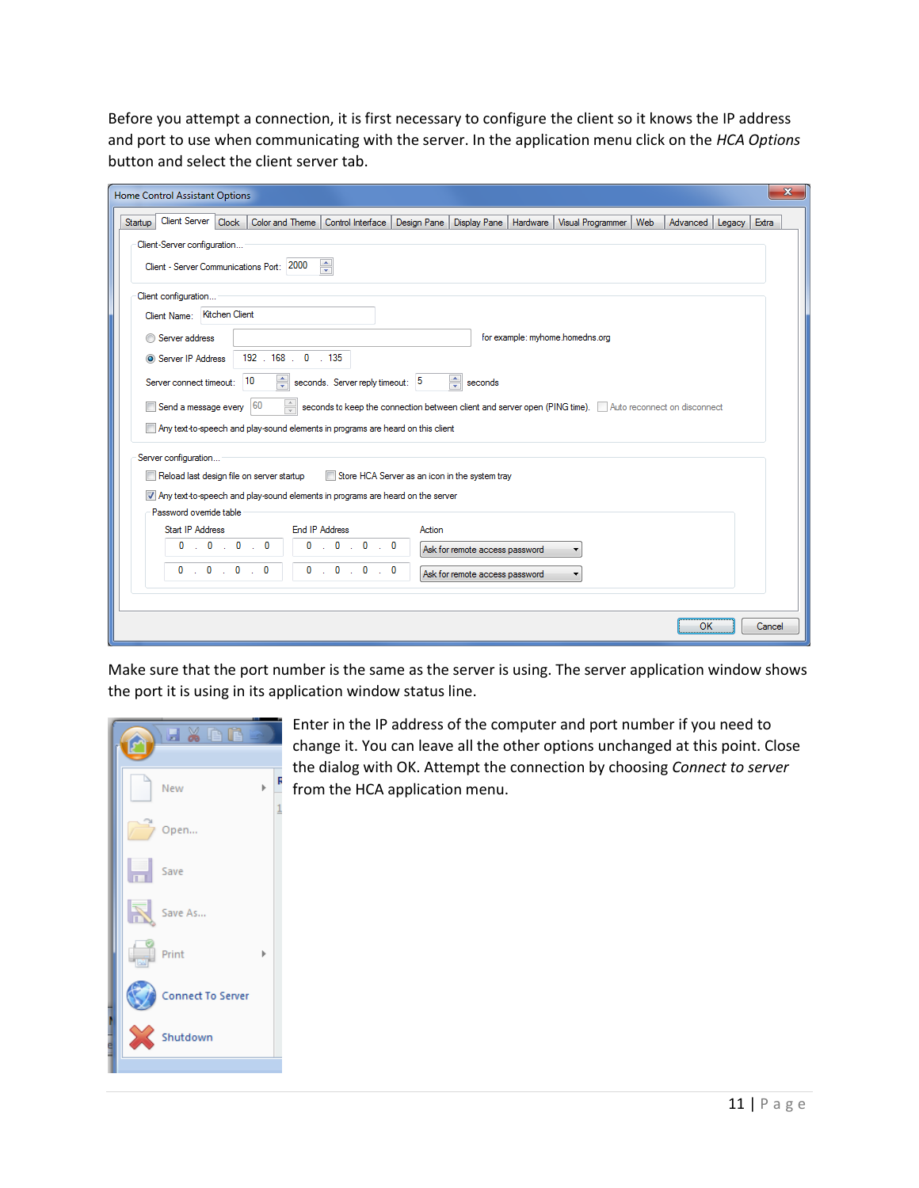Before you attempt a connection, it is first necessary to configure the client so it knows the IP address and port to use when communicating with the server. In the application menu click on the *HCA Options* button and select the client server tab.

Make sure that the port number is the same as the server is using. The server application window shows the port it is using in its application window status line.

Enter in the IP address of the computer and port number if you need to change it. You can leave all the other options unchanged at this point. Close the dialog with OK. Attempt the connection by choosing *Connect to server* from the HCA application menu.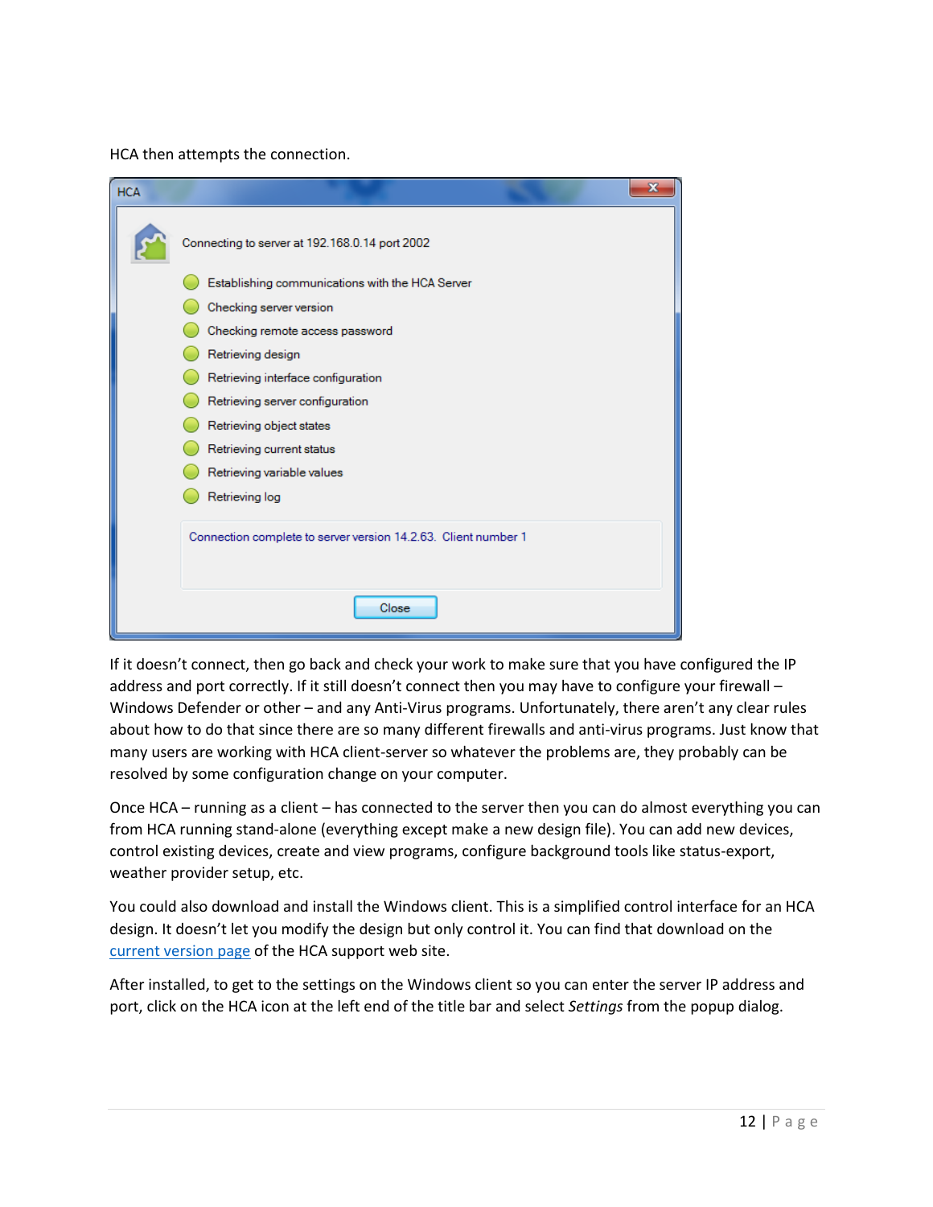HCA then attempts the connection.

If it doesn't connect, then go back and check your work to make sure that you have configured the IP address and port correctly. If it still doesn't connect then you may have to configure your firewall – Windows Defender or other – and any Anti-Virus programs. Unfortunately, there aren't any clear rules about how to do that since there are so many different firewalls and anti-virus programs. Just know that many users are working with HCA client-server so whatever the problems are, they probably can be resolved by some configuration change on your computer.

Once HCA – running as a client – has connected to the server then you can do almost everything you can from HCA running stand-alone (everything except make a new design file). You can add new devices, control existing devices, create and view programs, configure background tools like status-export, weather provider setup, etc.

You could also download and install the Windows client. This is a simplified control interface for an HCA design. It doesn't let you modify the design but only control it. You can find that download on the current version page of the HCA support web site.

After installed, to get to the settings on the Windows client so you can enter the server IP address and port, click on the HCA icon at the left end of the title bar and select *Settings* from the popup dialog.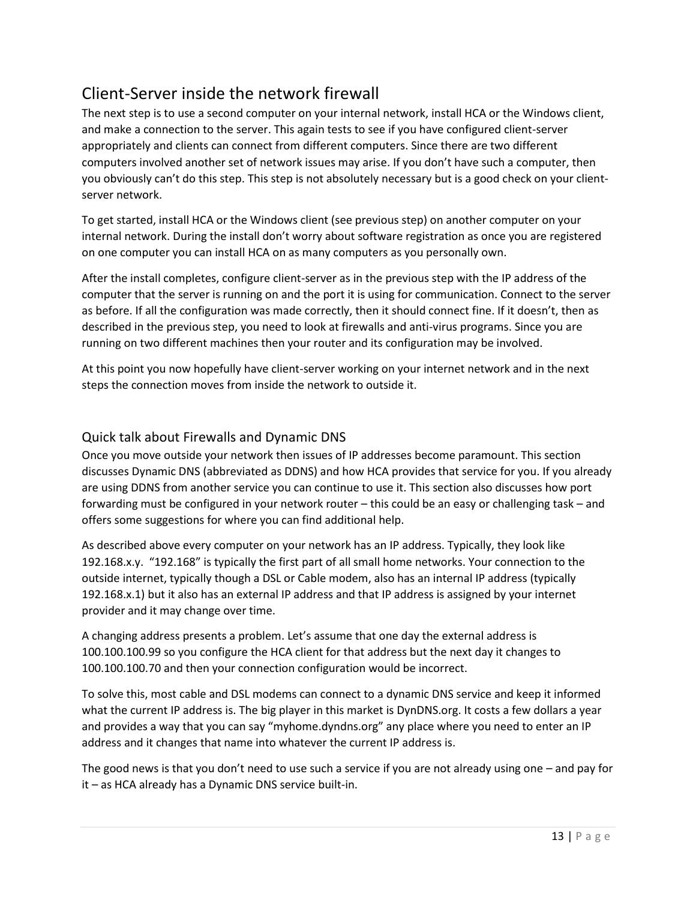## Client-Server inside the network firewall

The next step is to use a second computer on your internal network, install HCA or the Windows client, and make a connection to the server. This again tests to see if you have configured client-server appropriately and clients can connect from different computers. Since there are two different computers involved another set of network issues may arise. If you don't have such a computer, then you obviously can't do this step. This step is not absolutely necessary but is a good check on your client-server network.

To get started, install HCA or the Windows client (see previous step) on another computer on your internal network. During the install don't worry about software registration as once you are registered on one computer you can install HCA on as many computers as you personally own.

After the install completes, configure client-server as in the previous step with the IP address of the computer that the server is running on and the port it is using for communication. Connect to the server as before. If all the configuration was made correctly, then it should connect fine. If it doesn't, then as described in the previous step, you need to look at firewalls and anti-virus programs. Since you are running on two different machines then your router and its configuration may be involved.

At this point you now hopefully have client-server working on your internet network and in the next steps the connection moves from inside the network to outside it.

### Quick talk about Firewalls and Dynamic DNS

Once you move outside your network then issues of IP addresses become paramount. This section discusses Dynamic DNS (abbreviated as DDNS) and how HCA provides that service for you. If you already are using DDNS from another service you can continue to use it. This section also discusses how port forwarding must be configured in your network router – this could be an easy or challenging task – and offers some suggestions for where you can find additional help.

As described above every computer on your network has an IP address. Typically, they look like 192.168.x.y. "192.168" is typically the first part of all small home networks. Your connection to the outside internet, typically though a DSL or Cable modem, also has an internal IP address (typically 192.168.x.1) but it also has an external IP address and that IP address is assigned by your internet provider and it may change over time.

A changing address presents a problem. Let's assume that one day the external address is 100.100.100.99 so you configure the HCA client for that address but the next day it changes to 100.100.100.70 and then your connection configuration would be incorrect.

To solve this, most cable and DSL modems can connect to a dynamic DNS service and keep it informed what the current IP address is. The big player in this market is DynDNS.org. It costs a few dollars a year and provides a way that you can say "myhome.dyndns.org" any place where you need to enter an IP address and it changes that name into whatever the current IP address is.

The good news is that you don't need to use such a service if you are not already using one – and pay for it – as HCA already has a Dynamic DNS service built-in.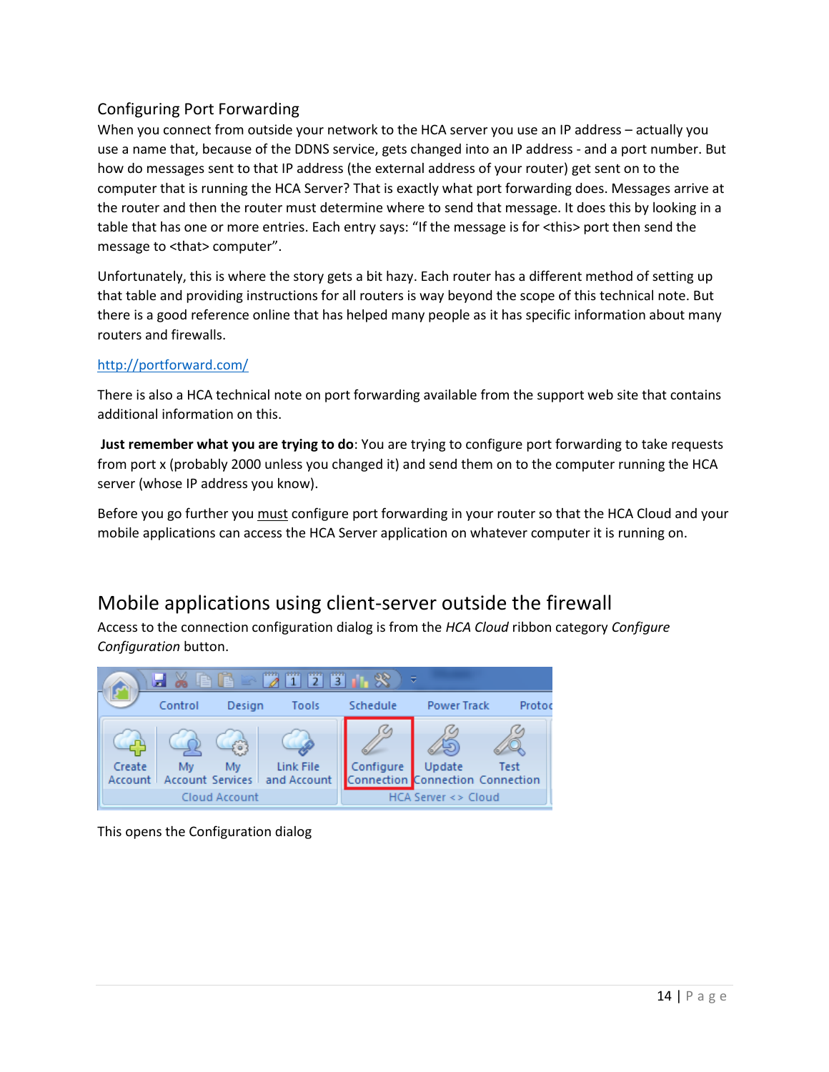### Configuring Port Forwarding

When you connect from outside your network to the HCA server you use an IP address – actually you use a name that, because of the DDNS service, gets changed into an IP address - and a port number. But how do messages sent to that IP address (the external address of your router) get sent on to the computer that is running the HCA Server? That is exactly what port forwarding does. Messages arrive at the router and then the router must determine where to send that message. It does this by looking in a table that has one or more entries. Each entry says: "If the message is for <this> port then send the message to <that> computer".

Unfortunately, this is where the story gets a bit hazy. Each router has a different method of setting up that table and providing instructions for all routers is way beyond the scope of this technical note. But there is a good reference online that has helped many people as it has specific information about many routers and firewalls.

[http://portforward.com/](http://portforward.com/)

There is also a HCA technical note on port forwarding available from the support web site that contains additional information on this.

**Just remember what you are trying to do**: You are trying to configure port forwarding to take requests from port x (probably 2000 unless you changed it) and send them on to the computer running the HCA server (whose IP address you know).

Before you go further you <u>must</u> configure port forwarding in your router so that the HCA Cloud and your mobile applications can access the HCA Server application on whatever computer it is running on.

## Mobile applications using client-server outside the firewall

Access to the connection configuration dialog is from the *HCA Cloud* ribbon category *Configure Configuration* button.

This opens the Configuration dialog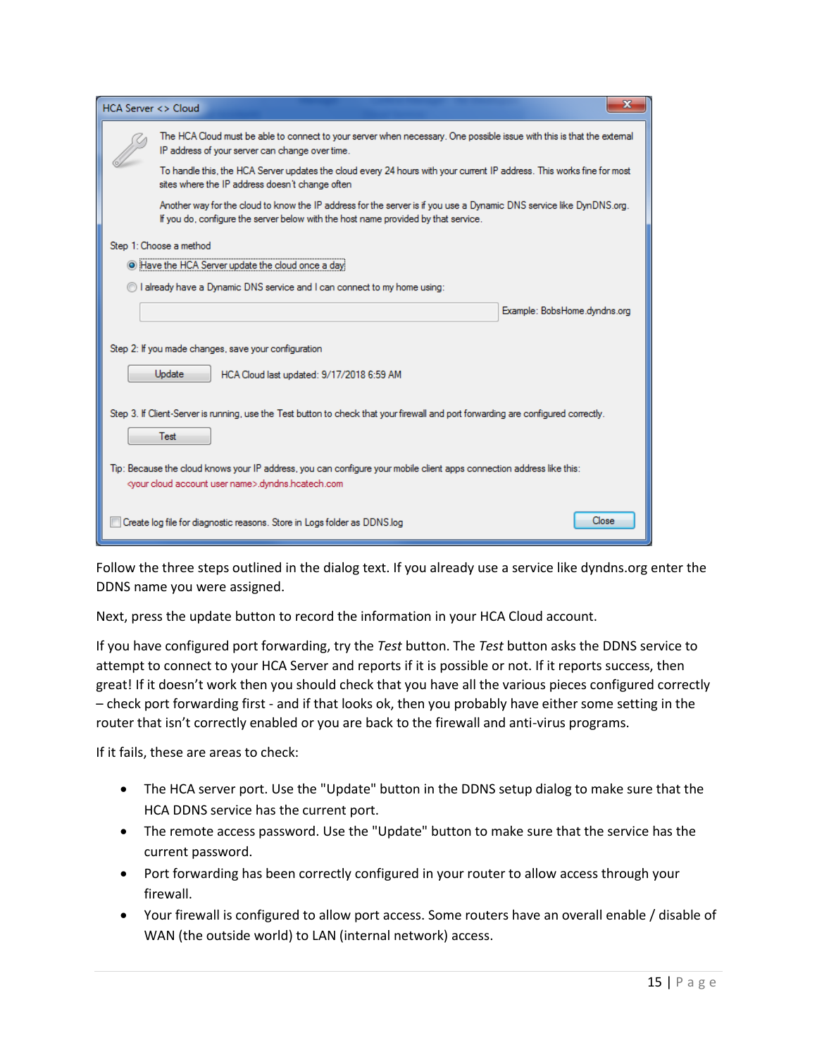Follow the three steps outlined in the dialog text. If you already use a service like dyndns.org enter the DDNS name you were assigned.

Next, press the update button to record the information in your HCA Cloud account.

If you have configured port forwarding, try the *Test* button. The *Test* button asks the DDNS service to attempt to connect to your HCA Server and reports if it is possible or not. If it reports success, then great! If it doesn't work then you should check that you have all the various pieces configured correctly – check port forwarding first - and if that looks ok, then you probably have either some setting in the router that isn't correctly enabled or you are back to the firewall and anti-virus programs.

If it fails, these are areas to check:

- The HCA server port. Use the "Update" button in the DDNS setup dialog to make sure that the HCA DDNS service has the current port.
- The remote access password. Use the "Update" button to make sure that the service has the current password.
- Port forwarding has been correctly configured in your router to allow access through your firewall.
- Your firewall is configured to allow port access. Some routers have an overall enable / disable of WAN (the outside world) to LAN (internal network) access.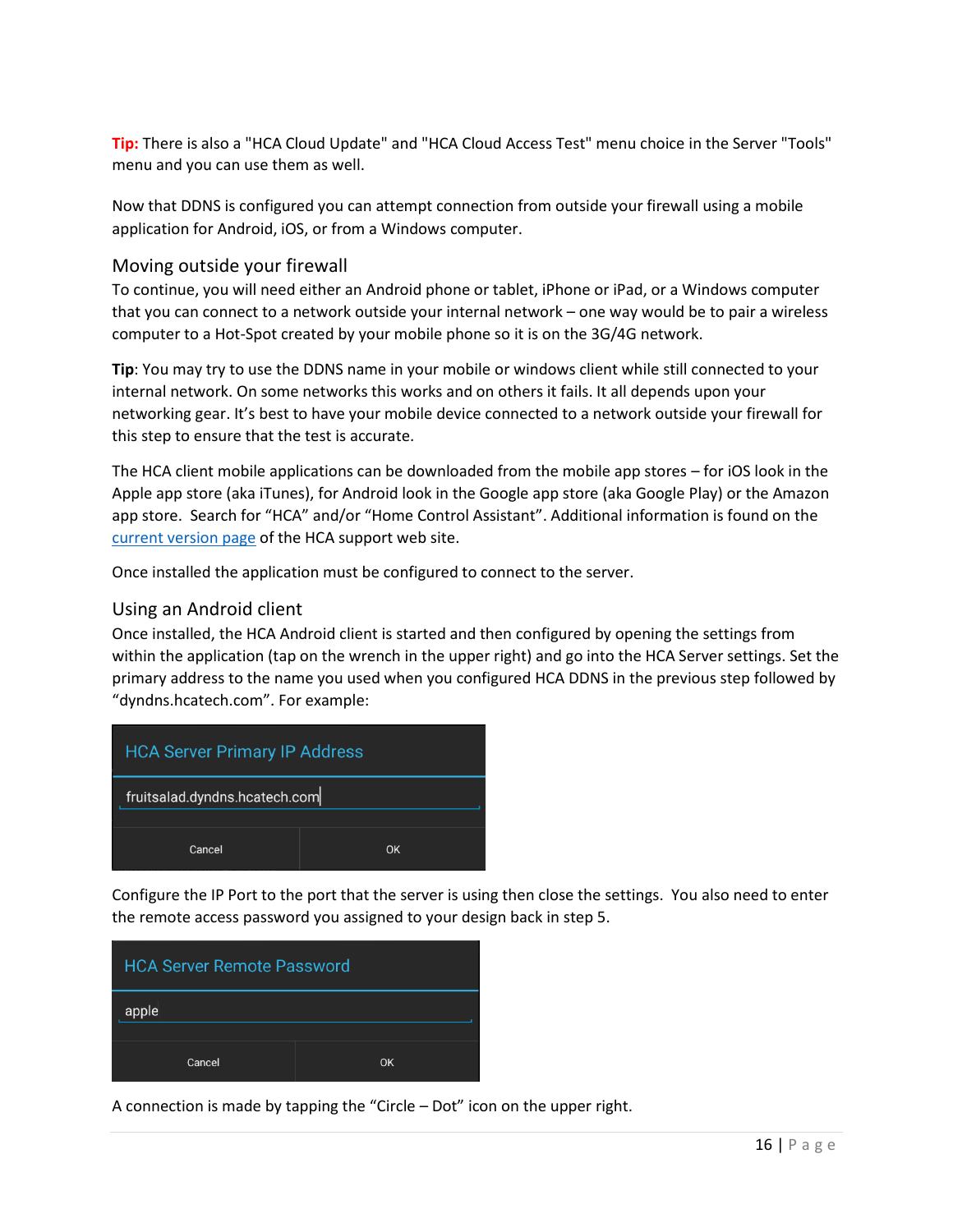**Tip:** There is also a "HCA Cloud Update" and "HCA Cloud Access Test" menu choice in the Server "Tools" menu and you can use them as well.

Now that DDNS is configured you can attempt connection from outside your firewall using a mobile application for Android, iOS, or from a Windows computer.

## Moving outside your firewall

To continue, you will need either an Android phone or tablet, iPhone or iPad, or a Windows computer that you can connect to a network outside your internal network – one way would be to pair a wireless computer to a Hot-Spot created by your mobile phone so it is on the 3G/4G network.

**Tip**: You may try to use the DDNS name in your mobile or windows client while still connected to your internal network. On some networks this works and on others it fails. It all depends upon your networking gear. It's best to have your mobile device connected to a network outside your firewall for this step to ensure that the test is accurate.

The HCA client mobile applications can be downloaded from the mobile app stores – for iOS look in the Apple app store (aka iTunes), for Android look in the Google app store (aka Google Play) or the Amazon app store. Search for "HCA" and/or "Home Control Assistant". Additional information is found on the current version page of the HCA support web site.

Once installed the application must be configured to connect to the server.

## Using an Android client

Once installed, the HCA Android client is started and then configured by opening the settings from within the application (tap on the wrench in the upper right) and go into the HCA Server settings. Set the primary address to the name you used when you configured HCA DDNS in the previous step followed by "dyndns.hcatech.com". For example:

HCA Server Primary IP Address

fruitsalad.dyndns.hcatech.com

Cancel OK

Configure the IP Port to the port that the server is using then close the settings. You also need to enter the remote access password you assigned to your design back in step 5.

HCA Server Remote Password

apple

Cancel OK

A connection is made by tapping the "Circle – Dot" icon on the upper right.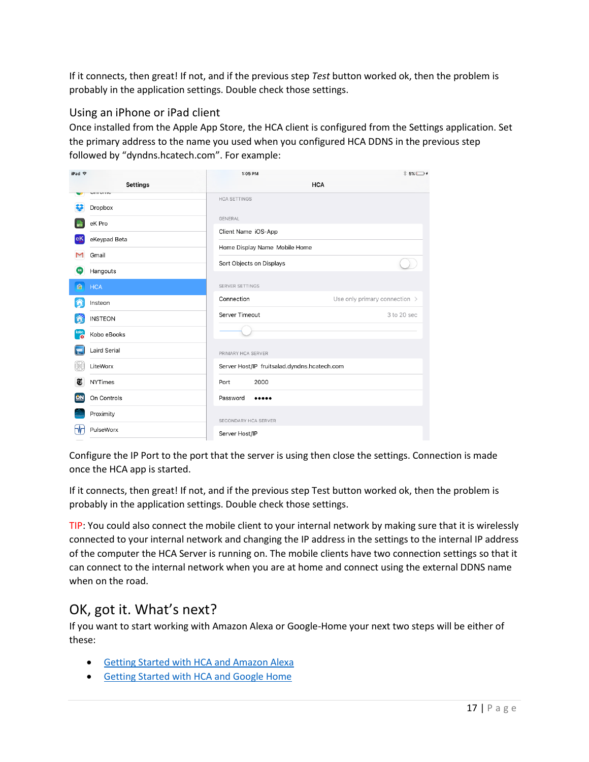If it connects, then great! If not, and if the previous step *Test* button worked ok, then the problem is probably in the application settings. Double check those settings.

## Using an iPhone or iPad client

Once installed from the Apple App Store, the HCA client is configured from the Settings application. Set the primary address to the name you used when you configured HCA DDNS in the previous step followed by "dyndns.hcatech.com". For example:

Configure the IP Port to the port that the server is using then close the settings. Connection is made once the HCA app is started.

If it connects, then great! If not, and if the previous step Test button worked ok, then the problem is probably in the application settings. Double check those settings.

TIP: You could also connect the mobile client to your internal network by making sure that it is wirelessly connected to your internal network and changing the IP address in the settings to the internal IP address of the computer the HCA Server is running on. The mobile clients have two connection settings so that it can connect to the internal network when you are at home and connect using the external DDNS name when on the road.

# OK, got it. What's next?

If you want to start working with Amazon Alexa or Google-Home your next two steps will be either of these:

- Getting Started with HCA and Amazon Alexa
- Getting Started with HCA and Google Home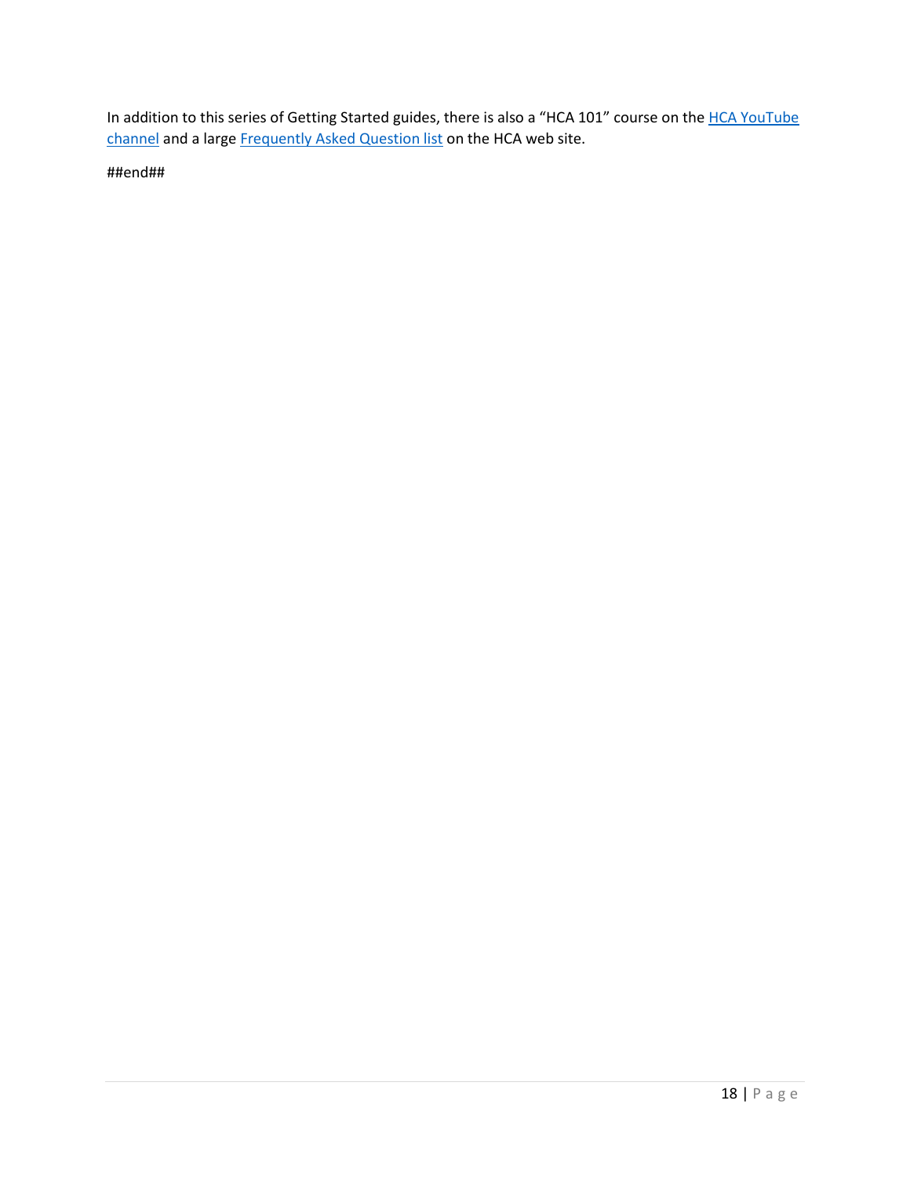In addition to this series of Getting Started guides, there is also a "HCA 101" course on the HCA YouTube channel and a large Frequently Asked Question list on the HCA web site.

##end##